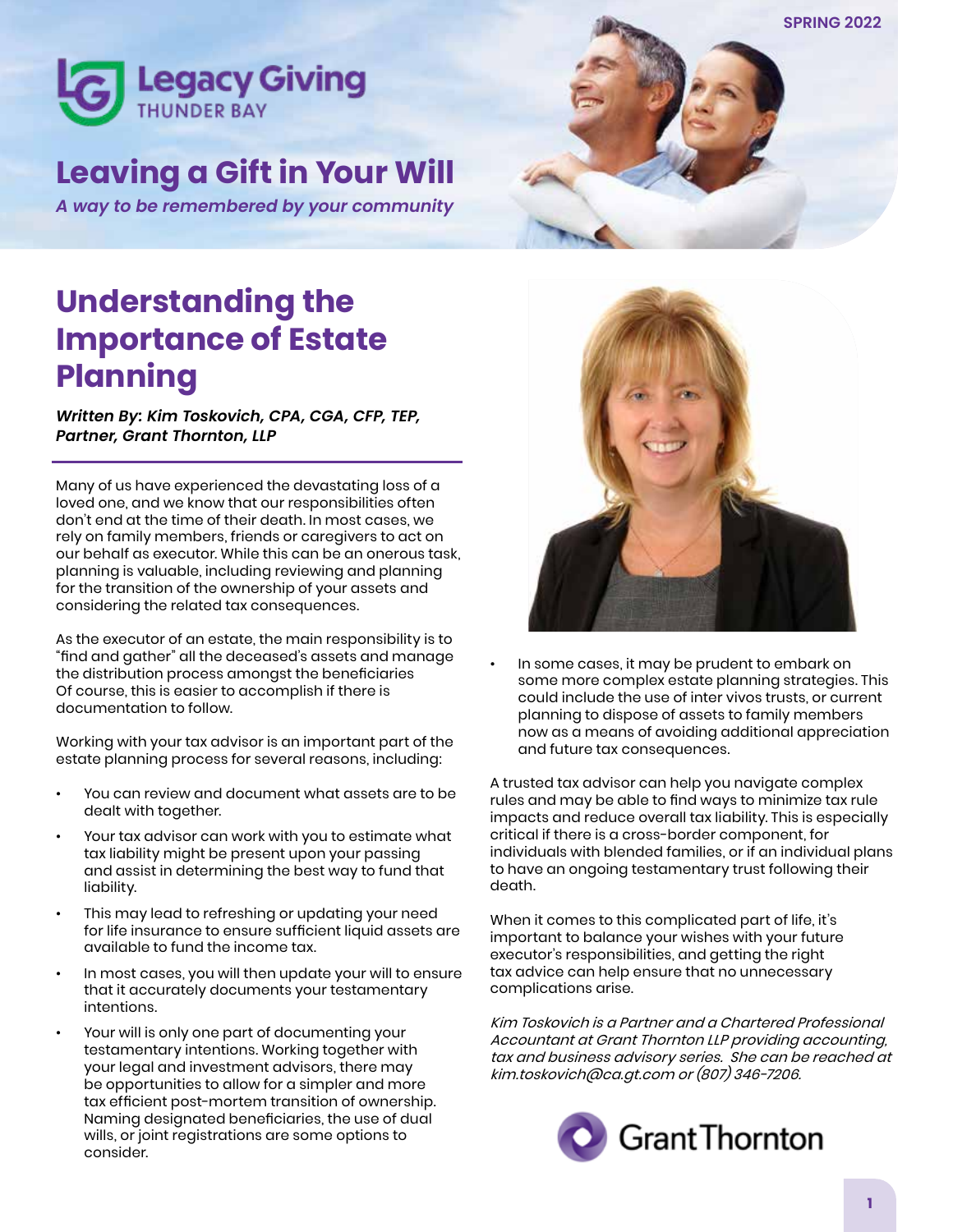SPRING 2022

Legacy Giving THUNDER BAY

# Leaving a Gift in Your Will

*A way to be remembered by your community*

## Understanding the Importance of Estate Planning

***Written By: Kim Toskovich, CPA, CGA, CFP, TEP, Partner, Grant Thornton, LLP***

Many of us have experienced the devastating loss of a loved one, and we know that our responsibilities often don't end at the time of their death. In most cases, we rely on family members, friends or caregivers to act on our behalf as executor. While this can be an onerous task, planning is valuable, including reviewing and planning for the transition of the ownership of your assets and considering the related tax consequences.

As the executor of an estate, the main responsibility is to "find and gather" all the deceased's assets and manage the distribution process amongst the beneficiaries Of course, this is easier to accomplish if there is documentation to follow.

Working with your tax advisor is an important part of the estate planning process for several reasons, including:

- You can review and document what assets are to be dealt with together.
- Your tax advisor can work with you to estimate what tax liability might be present upon your passing and assist in determining the best way to fund that liability.
- This may lead to refreshing or updating your need for life insurance to ensure sufficient liquid assets are available to fund the income tax.
- In most cases, you will then update your will to ensure that it accurately documents your testamentary intentions.
- Your will is only one part of documenting your testamentary intentions. Working together with your legal and investment advisors, there may be opportunities to allow for a simpler and more tax efficient post-mortem transition of ownership. Naming designated beneficiaries, the use of dual wills, or joint registrations are some options to consider.
- In some cases, it may be prudent to embark on some more complex estate planning strategies. This could include the use of inter vivos trusts, or current planning to dispose of assets to family members now as a means of avoiding additional appreciation and future tax consequences.

A trusted tax advisor can help you navigate complex rules and may be able to find ways to minimize tax rule impacts and reduce overall tax liability. This is especially critical if there is a cross-border component, for individuals with blended families, or if an individual plans to have an ongoing testamentary trust following their death.

When it comes to this complicated part of life, it's important to balance your wishes with your future executor's responsibilities, and getting the right tax advice can help ensure that no unnecessary complications arise.

*Kim Toskovich is a Partner and a Chartered Professional Accountant at Grant Thornton LLP providing accounting, tax and business advisory series. She can be reached at kim.toskovich@ca.gt.com or (807) 346-7206.*

Grant Thornton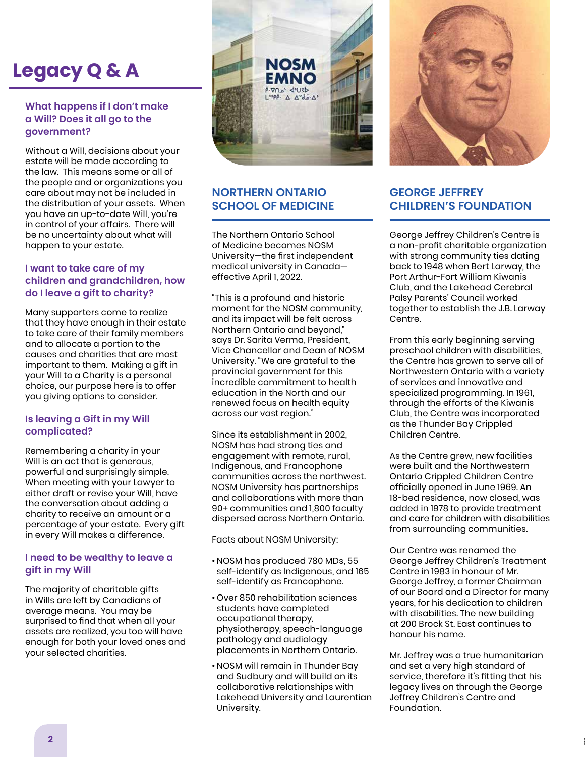# Legacy Q & A

### What happens if I don't make a Will? Does it all go to the government?

Without a Will, decisions about your estate will be made according to the law. This means some or all of the people and or organizations you care about may not be included in the distribution of your assets. When you have an up-to-date Will, you're in control of your affairs. There will be no uncertainty about what will happen to your estate.

### I want to take care of my children and grandchildren, how do I leave a gift to charity?

Many supporters come to realize that they have enough in their estate to take care of their family members and to allocate a portion to the causes and charities that are most important to them. Making a gift in your Will to a Charity is a personal choice, our purpose here is to offer you giving options to consider.

### Is leaving a Gift in my Will complicated?

Remembering a charity in your Will is an act that is generous, powerful and surprisingly simple. When meeting with your Lawyer to either draft or revise your Will, have the conversation about adding a charity to receive an amount or a percentage of your estate. Every gift in every Will makes a difference.

### I need to be wealthy to leave a gift in my Will

The majority of charitable gifts in Wills are left by Canadians of average means. You may be surprised to find that when all your assets are realized, you too will have enough for both your loved ones and your selected charities.

## NORTHERN ONTARIO SCHOOL OF MEDICINE

The Northern Ontario School of Medicine becomes NOSM University—the first independent medical university in Canada—effective April 1, 2022.

"This is a profound and historic moment for the NOSM community, and its impact will be felt across Northern Ontario and beyond," says Dr. Sarita Verma, President, Vice Chancellor and Dean of NOSM University. "We are grateful to the provincial government for this incredible commitment to health education in the North and our renewed focus on health equity across our vast region."

Since its establishment in 2002, NOSM has had strong ties and engagement with remote, rural, Indigenous, and Francophone communities across the northwest. NOSM University has partnerships and collaborations with more than 90+ communities and 1,800 faculty dispersed across Northern Ontario.

Facts about NOSM University:

- NOSM has produced 780 MDs, 55 self-identify as Indigenous, and 165 self-identify as Francophone.
- Over 850 rehabilitation sciences students have completed occupational therapy, physiotherapy, speech-language pathology and audiology placements in Northern Ontario.
- NOSM will remain in Thunder Bay and Sudbury and will build on its collaborative relationships with Lakehead University and Laurentian University.

## GEORGE JEFFREY CHILDREN'S FOUNDATION

George Jeffrey Children's Centre is a non-profit charitable organization with strong community ties dating back to 1948 when Bert Larway, the Port Arthur-Fort William Kiwanis Club, and the Lakehead Cerebral Palsy Parents' Council worked together to establish the J.B. Larway Centre.

From this early beginning serving preschool children with disabilities, the Centre has grown to serve all of Northwestern Ontario with a variety of services and innovative and specialized programming. In 1961, through the efforts of the Kiwanis Club, the Centre was incorporated as the Thunder Bay Crippled Children Centre.

As the Centre grew, new facilities were built and the Northwestern Ontario Crippled Children Centre officially opened in June 1969. An 18-bed residence, now closed, was added in 1978 to provide treatment and care for children with disabilities from surrounding communities.

Our Centre was renamed the George Jeffrey Children's Treatment Centre in 1983 in honour of Mr. George Jeffrey, a former Chairman of our Board and a Director for many years, for his dedication to children with disabilities. The new building at 200 Brock St. East continues to honour his name.

Mr. Jeffrey was a true humanitarian and set a very high standard of service, therefore it's fitting that his legacy lives on through the George Jeffrey Children's Centre and Foundation.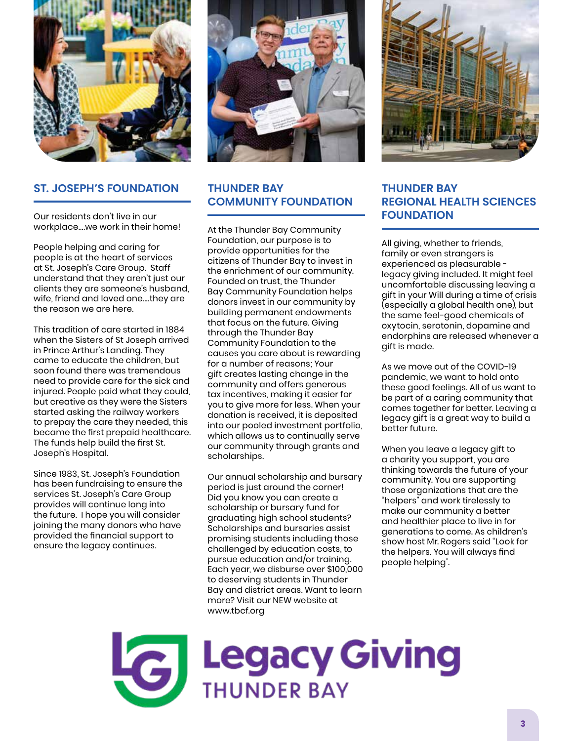## ST. JOSEPH'S FOUNDATION

Our residents don't live in our workplace....we work in their home!

People helping and caring for people is at the heart of services at St. Joseph's Care Group. Staff understand that they aren't just our clients they are someone's husband, wife, friend and loved one....they are the reason we are here.

This tradition of care started in 1884 when the Sisters of St Joseph arrived in Prince Arthur's Landing. They came to educate the children, but soon found there was tremendous need to provide care for the sick and injured. People paid what they could, but creative as they were the Sisters started asking the railway workers to prepay the care they needed, this became the first prepaid healthcare. The funds help build the first St. Joseph's Hospital.

Since 1983, St. Joseph's Foundation has been fundraising to ensure the services St. Joseph's Care Group provides will continue long into the future. I hope you will consider joining the many donors who have provided the financial support to ensure the legacy continues.

## THUNDER BAY COMMUNITY FOUNDATION

At the Thunder Bay Community Foundation, our purpose is to provide opportunities for the citizens of Thunder Bay to invest in the enrichment of our community. Founded on trust, the Thunder Bay Community Foundation helps donors invest in our community by building permanent endowments that focus on the future. Giving through the Thunder Bay Community Foundation to the causes you care about is rewarding for a number of reasons; Your gift creates lasting change in the community and offers generous tax incentives, making it easier for you to give more for less. When your donation is received, it is deposited into our pooled investment portfolio, which allows us to continually serve our community through grants and scholarships.

Our annual scholarship and bursary period is just around the corner! Did you know you can create a scholarship or bursary fund for graduating high school students? Scholarships and bursaries assist promising students including those challenged by education costs, to pursue education and/or training. Each year, we disburse over $100,000 to deserving students in Thunder Bay and district areas. Want to learn more? Visit our NEW website at www.tbcf.org

## THUNDER BAY REGIONAL HEALTH SCIENCES FOUNDATION

All giving, whether to friends, family or even strangers is experienced as pleasurable - legacy giving included. It might feel uncomfortable discussing leaving a gift in your Will during a time of crisis (especially a global health one), but the same feel-good chemicals of oxytocin, serotonin, dopamine and endorphins are released whenever a gift is made.

As we move out of the COVID-19 pandemic, we want to hold onto these good feelings. All of us want to be part of a caring community that comes together for better. Leaving a legacy gift is a great way to build a better future.

When you leave a legacy gift to a charity you support, you are thinking towards the future of your community. You are supporting those organizations that are the "helpers" and work tirelessly to make our community a better and healthier place to live in for generations to come. As children's show host Mr. Rogers said "Look for the helpers. You will always find people helping".

Legacy Giving THUNDER BAY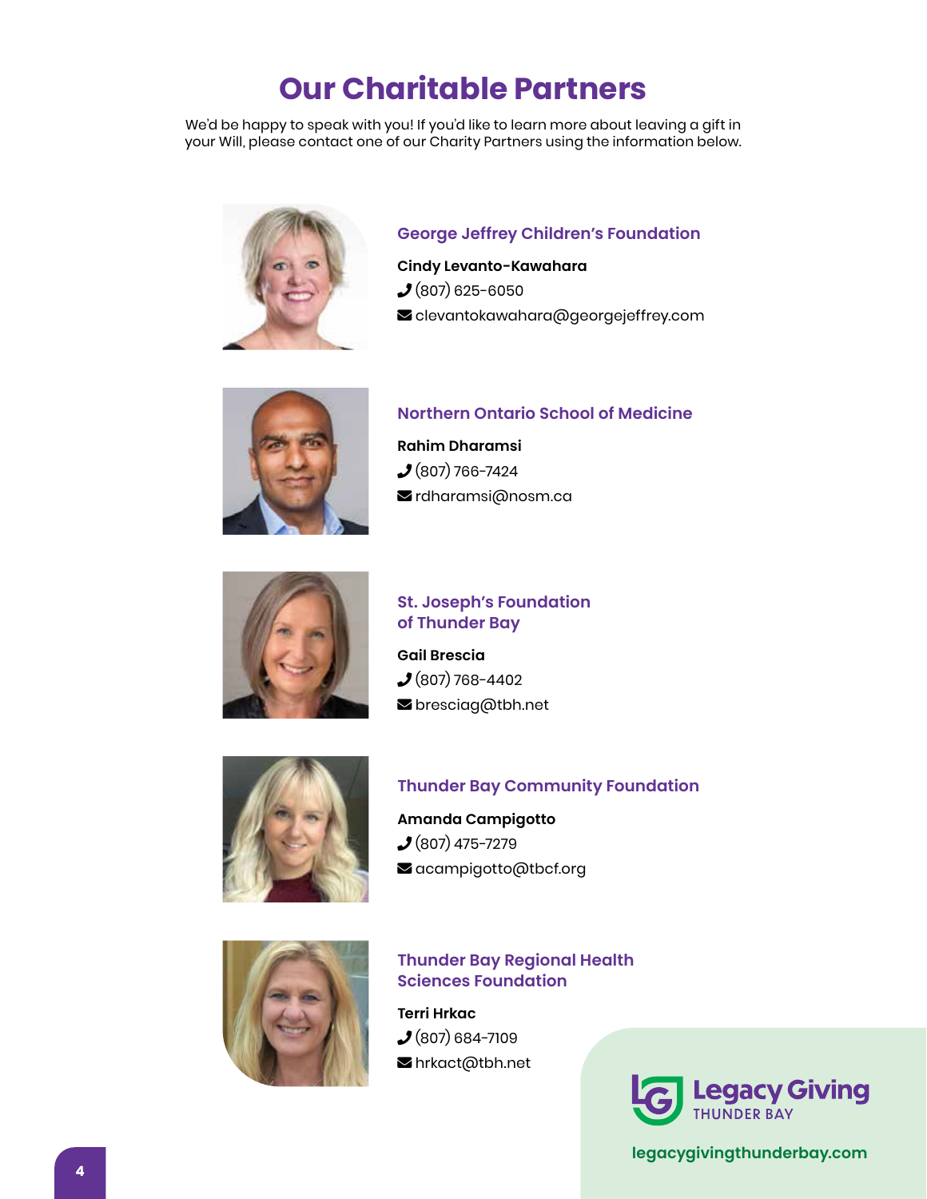# Our Charitable Partners

We'd be happy to speak with you! If you'd like to learn more about leaving a gift in your Will, please contact one of our Charity Partners using the information below.

### George Jeffrey Children's Foundation

**Cindy Levanto-Kawahara**
(807) 625-6050
clevantokawahara@georgejeffrey.com

### Northern Ontario School of Medicine

**Rahim Dharamsi**
(807) 766-7424
rdharamsi@nosm.ca

### St. Joseph's Foundation of Thunder Bay

**Gail Brescia**
(807) 768-4402
bresciag@tbh.net

### Thunder Bay Community Foundation

**Amanda Campigotto**
(807) 475-7279
acampigotto@tbcf.org

### Thunder Bay Regional Health Sciences Foundation

**Terri Hrkac**
(807) 684-7109
hrkact@tbh.net

Legacy Giving THUNDER BAY

legacygivingthunderbay.com